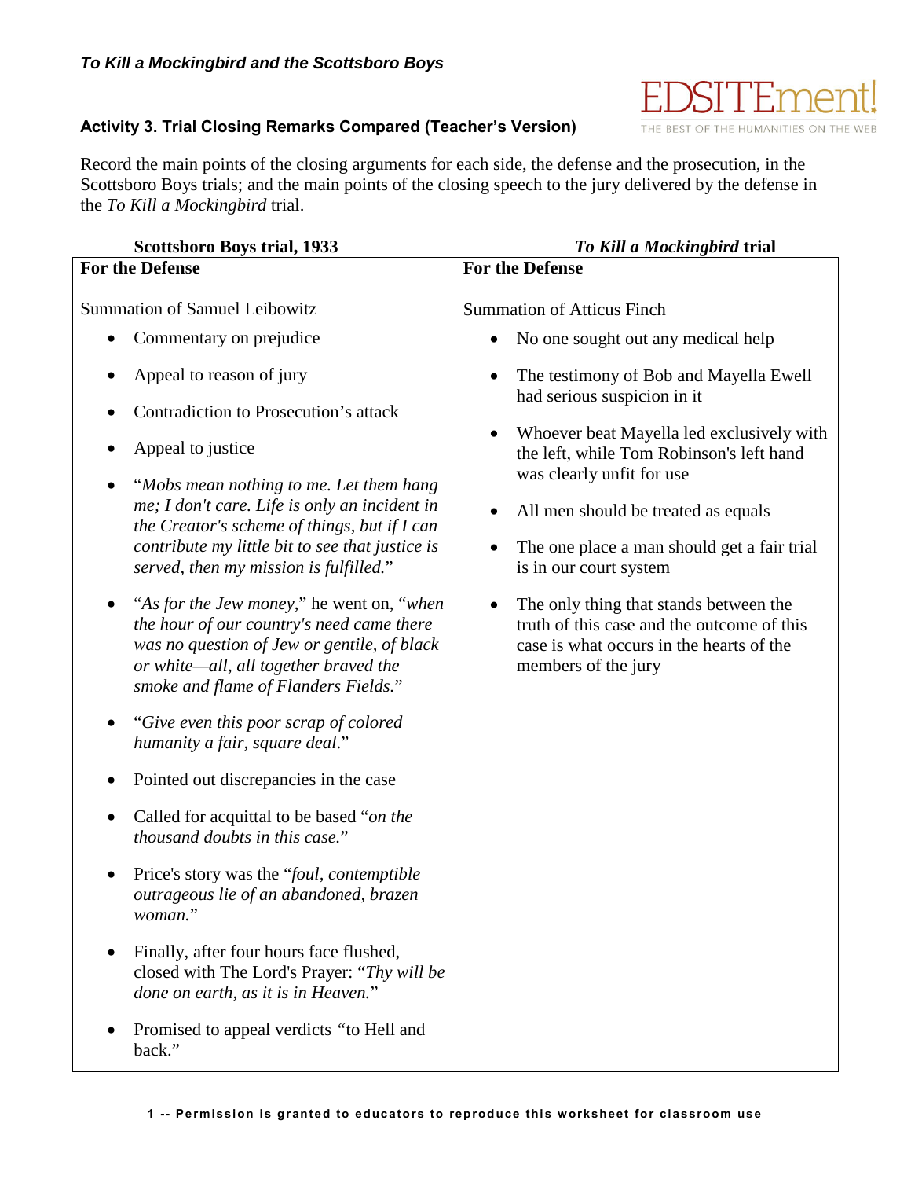*To Kill a Mockingbird and the Scottsboro Boys*

### Activity 3. Trial Closing Remarks Compared (Teacher's Version)

Record the main points of the closing arguments for each side, the defense and the prosecution, in the Scottsboro Boys trials; and the main points of the closing speech to the jury delivered by the defense in the *To Kill a Mockingbird* trial.

| **Scottsboro Boys trial, 1933** | ***To Kill a Mockingbird* trial** |
|---|---|
| **For the Defense**<br><br>Summation of Samuel Leibowitz<br>• Commentary on prejudice<br>• Appeal to reason of jury<br>• Contradiction to Prosecution's attack<br>• Appeal to justice<br>• "*Mobs mean nothing to me. Let them hang me; I don't care. Life is only an incident in the Creator's scheme of things, but if I can contribute my little bit to see that justice is served, then my mission is fulfilled.*"<br>• "*As for the Jew money*," he went on, "*when the hour of our country's need came there was no question of Jew or gentile, of black or white—all, all together braved the smoke and flame of Flanders Fields.*"<br>• "*Give even this poor scrap of colored humanity a fair, square deal*."<br>• Pointed out discrepancies in the case<br>• Called for acquittal to be based "*on the thousand doubts in this case.*"<br>• Price's story was the "*foul, contemptible outrageous lie of an abandoned, brazen woman.*"<br>• Finally, after four hours face flushed, closed with The Lord's Prayer: "*Thy will be done on earth, as it is in Heaven.*"<br>• Promised to appeal verdicts "to Hell and back." | **For the Defense**<br><br>Summation of Atticus Finch<br>• No one sought out any medical help<br>• The testimony of Bob and Mayella Ewell had serious suspicion in it<br>• Whoever beat Mayella led exclusively with the left, while Tom Robinson's left hand was clearly unfit for use<br>• All men should be treated as equals<br>• The one place a man should get a fair trial is in our court system<br>• The only thing that stands between the truth of this case and the outcome of this case is what occurs in the hearts of the members of the jury |

1 -- Permission is granted to educators to reproduce this worksheet for classroom use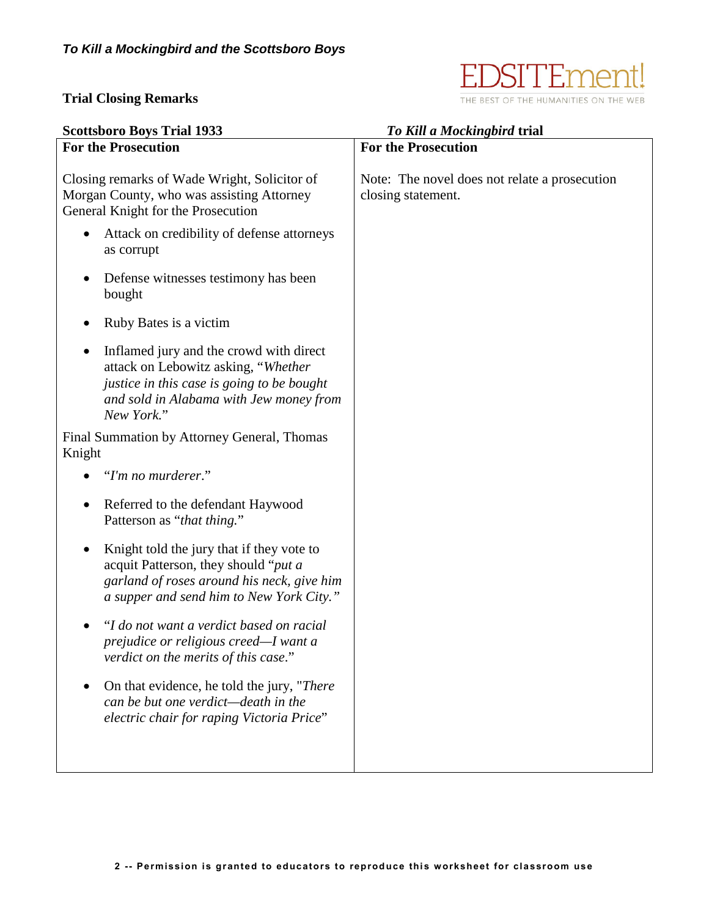***To Kill a Mockingbird and the Scottsboro Boys***

EDSITEment! THE BEST OF THE HUMANITIES ON THE WEB

**Trial Closing Remarks**

| **Scottsboro Boys Trial 1933** | ***To Kill a Mockingbird* trial** |
|---|---|
| **For the Prosecution**<br><br>Closing remarks of Wade Wright, Solicitor of Morgan County, who was assisting Attorney General Knight for the Prosecution<br>• Attack on credibility of defense attorneys as corrupt<br>• Defense witnesses testimony has been bought<br>• Ruby Bates is a victim<br>• Inflamed jury and the crowd with direct attack on Lebowitz asking, "*Whether justice in this case is going to be bought and sold in Alabama with Jew money from New York.*"<br><br>Final Summation by Attorney General, Thomas Knight<br>• "*I'm no murderer*."<br>• Referred to the defendant Haywood Patterson as "*that thing.*"<br>• Knight told the jury that if they vote to acquit Patterson, they should "*put a garland of roses around his neck, give him a supper and send him to New York City.*"<br>• "*I do not want a verdict based on racial prejudice or religious creed—I want a verdict on the merits of this case.*"<br>• On that evidence, he told the jury, "*There can be but one verdict—death in the electric chair for raping Victoria Price*" | **For the Prosecution**<br><br>Note: The novel does not relate a prosecution closing statement. |